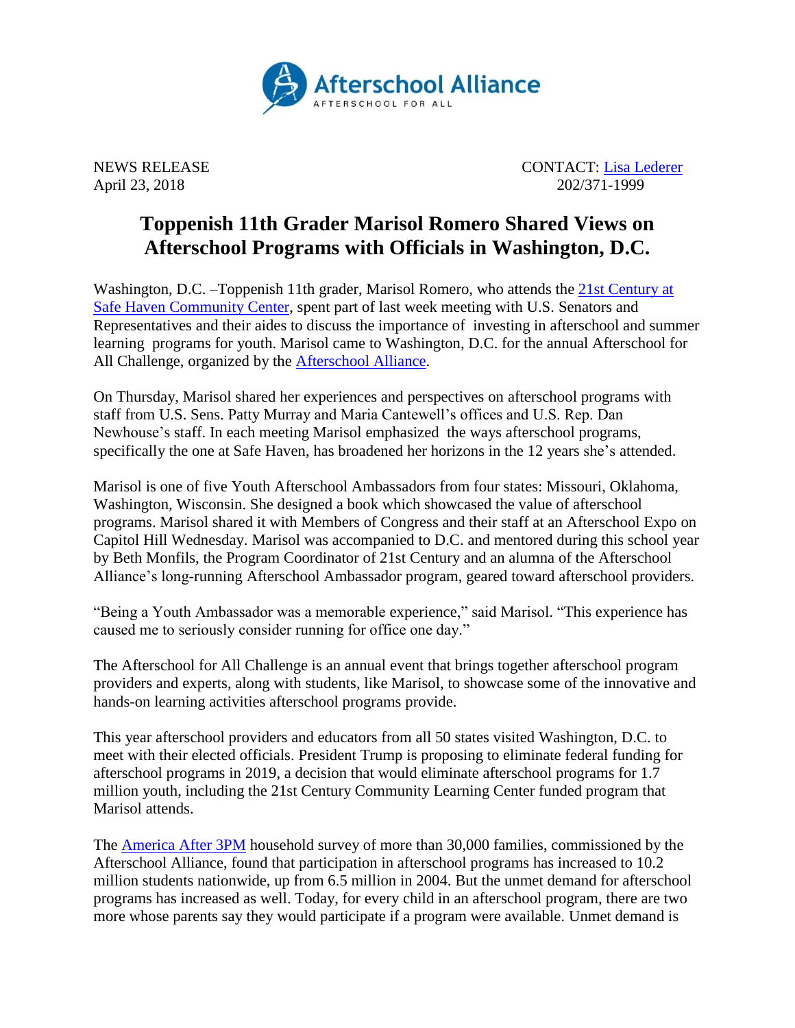Afterschool Alliance
AFTERSCHOOL FOR ALL

NEWS RELEASE
April 23, 2018

CONTACT: [Lisa Lederer]
202/371-1999

# Toppenish 11th Grader Marisol Romero Shared Views on Afterschool Programs with Officials in Washington, D.C.

Washington, D.C. –Toppenish 11th grader, Marisol Romero, who attends the 21st Century at Safe Haven Community Center, spent part of last week meeting with U.S. Senators and Representatives and their aides to discuss the importance of investing in afterschool and summer learning programs for youth. Marisol came to Washington, D.C. for the annual Afterschool for All Challenge, organized by the Afterschool Alliance.

On Thursday, Marisol shared her experiences and perspectives on afterschool programs with staff from U.S. Sens. Patty Murray and Maria Cantewell's offices and U.S. Rep. Dan Newhouse's staff. In each meeting Marisol emphasized the ways afterschool programs, specifically the one at Safe Haven, has broadened her horizons in the 12 years she's attended.

Marisol is one of five Youth Afterschool Ambassadors from four states: Missouri, Oklahoma, Washington, Wisconsin. She designed a book which showcased the value of afterschool programs. Marisol shared it with Members of Congress and their staff at an Afterschool Expo on Capitol Hill Wednesday. Marisol was accompanied to D.C. and mentored during this school year by Beth Monfils, the Program Coordinator of 21st Century and an alumna of the Afterschool Alliance's long-running Afterschool Ambassador program, geared toward afterschool providers.

"Being a Youth Ambassador was a memorable experience," said Marisol. "This experience has caused me to seriously consider running for office one day."

The Afterschool for All Challenge is an annual event that brings together afterschool program providers and experts, along with students, like Marisol, to showcase some of the innovative and hands-on learning activities afterschool programs provide.

This year afterschool providers and educators from all 50 states visited Washington, D.C. to meet with their elected officials. President Trump is proposing to eliminate federal funding for afterschool programs in 2019, a decision that would eliminate afterschool programs for 1.7 million youth, including the 21st Century Community Learning Center funded program that Marisol attends.

The America After 3PM household survey of more than 30,000 families, commissioned by the Afterschool Alliance, found that participation in afterschool programs has increased to 10.2 million students nationwide, up from 6.5 million in 2004. But the unmet demand for afterschool programs has increased as well. Today, for every child in an afterschool program, there are two more whose parents say they would participate if a program were available. Unmet demand is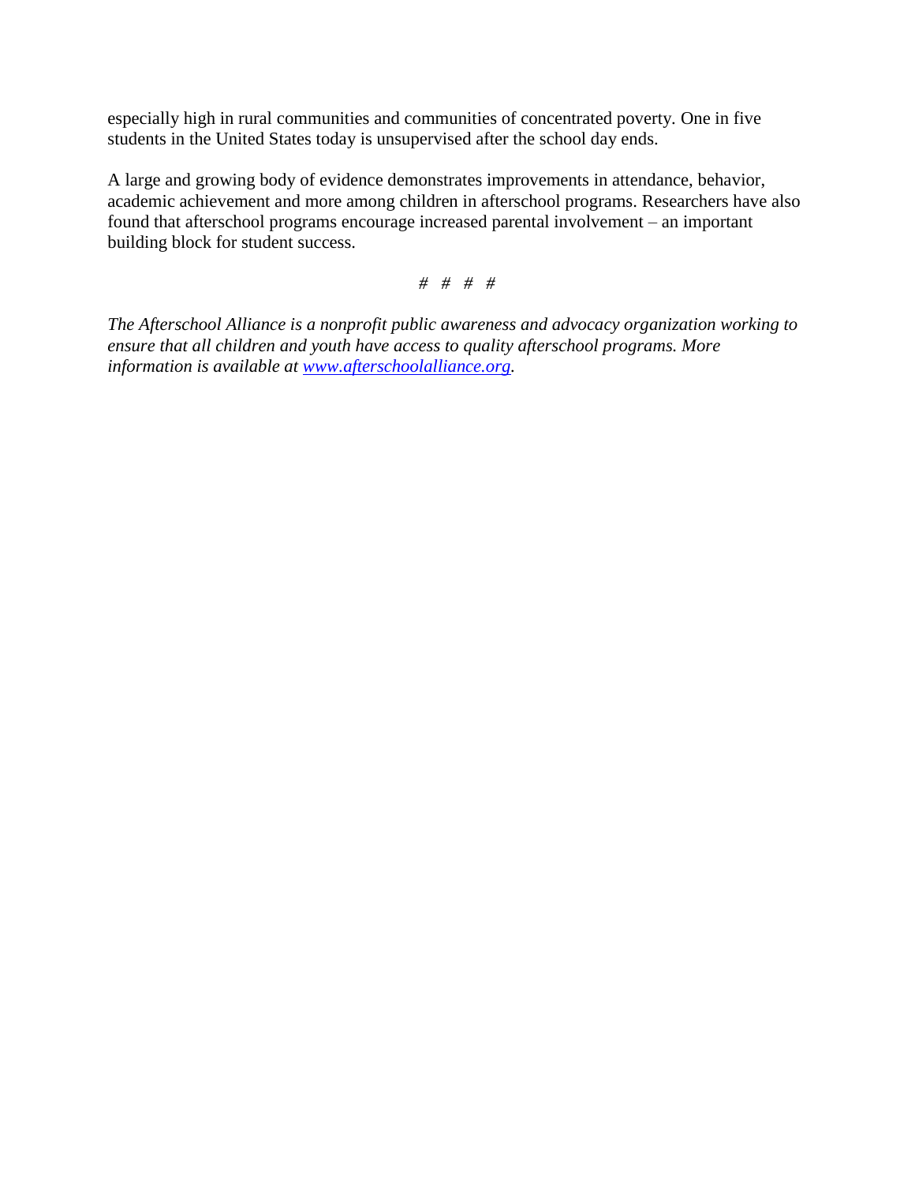especially high in rural communities and communities of concentrated poverty. One in five students in the United States today is unsupervised after the school day ends.

A large and growing body of evidence demonstrates improvements in attendance, behavior, academic achievement and more among children in afterschool programs. Researchers have also found that afterschool programs encourage increased parental involvement – an important building block for student success.

*# # # #*

*The Afterschool Alliance is a nonprofit public awareness and advocacy organization working to ensure that all children and youth have access to quality afterschool programs. More information is available at [www.afterschoolalliance.org](http://www.afterschoolalliance.org).*